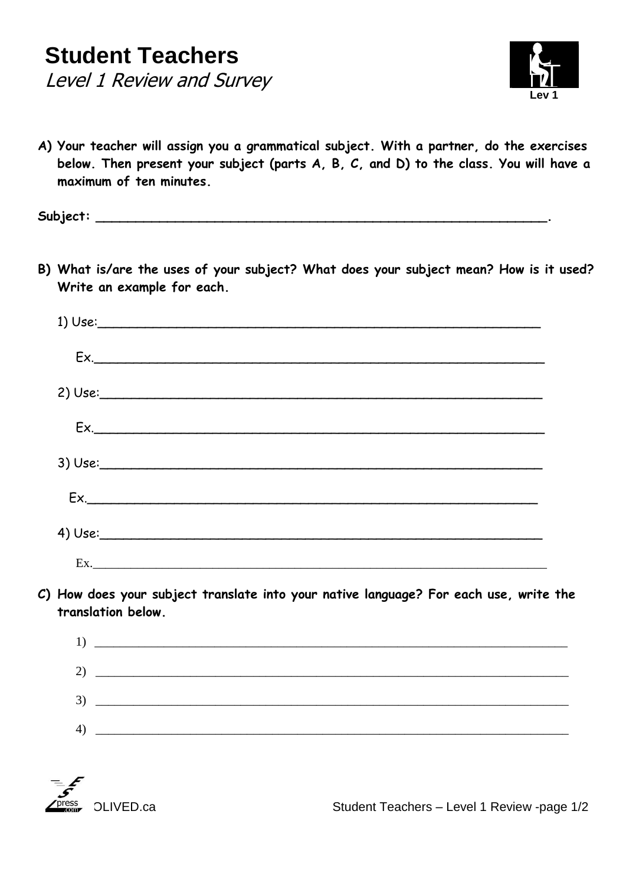# Student Teachers

*Level 1 Review and Survey*

Lev 1

**A) Your teacher will assign you a grammatical subject. With a partner, do the exercises below. Then present your subject (parts A, B, C, and D) to the class. You will have a maximum of ten minutes.**

**Subject: ________________________________________________________.**

**B) What is/are the uses of your subject? What does your subject mean? How is it used? Write an example for each.**

1) Use:________________________________________________________

Ex.________________________________________________________

2) Use:________________________________________________________

Ex.________________________________________________________

3) Use:________________________________________________________

Ex.________________________________________________________

4) Use:________________________________________________________

Ex.________________________________________________________

**C) How does your subject translate into your native language? For each use, write the translation below.**

1) ________________________________________________________

2) ________________________________________________________

3) ________________________________________________________

4) ________________________________________________________

OLIVED.ca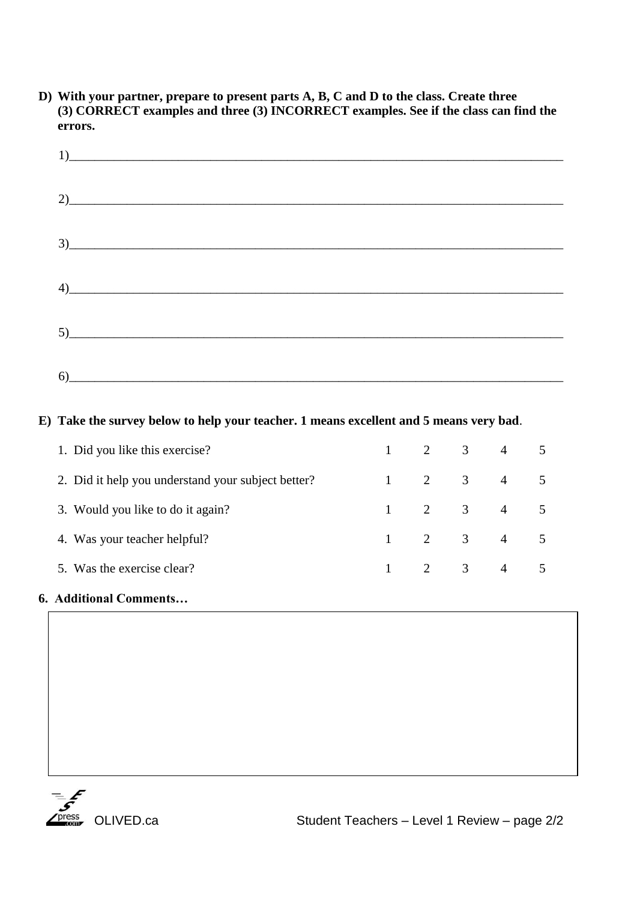**D) With your partner, prepare to present parts A, B, C and D to the class. Create three (3) CORRECT examples and three (3) INCORRECT examples. See if the class can find the errors.**

1)________________________________________________________________________________

2)________________________________________________________________________________

3)________________________________________________________________________________

4)________________________________________________________________________________

5)________________________________________________________________________________

6)________________________________________________________________________________

**E) Take the survey below to help your teacher. 1 means excellent and 5 means very bad**.

| | | | | | |
|---|---|---|---|---|---|
| 1. Did you like this exercise? | 1 | 2 | 3 | 4 | 5 |
| 2. Did it help you understand your subject better? | 1 | 2 | 3 | 4 | 5 |
| 3. Would you like to do it again? | 1 | 2 | 3 | 4 | 5 |
| 4. Was your teacher helpful? | 1 | 2 | 3 | 4 | 5 |
| 5. Was the exercise clear? | 1 | 2 | 3 | 4 | 5 |

**6. Additional Comments…**